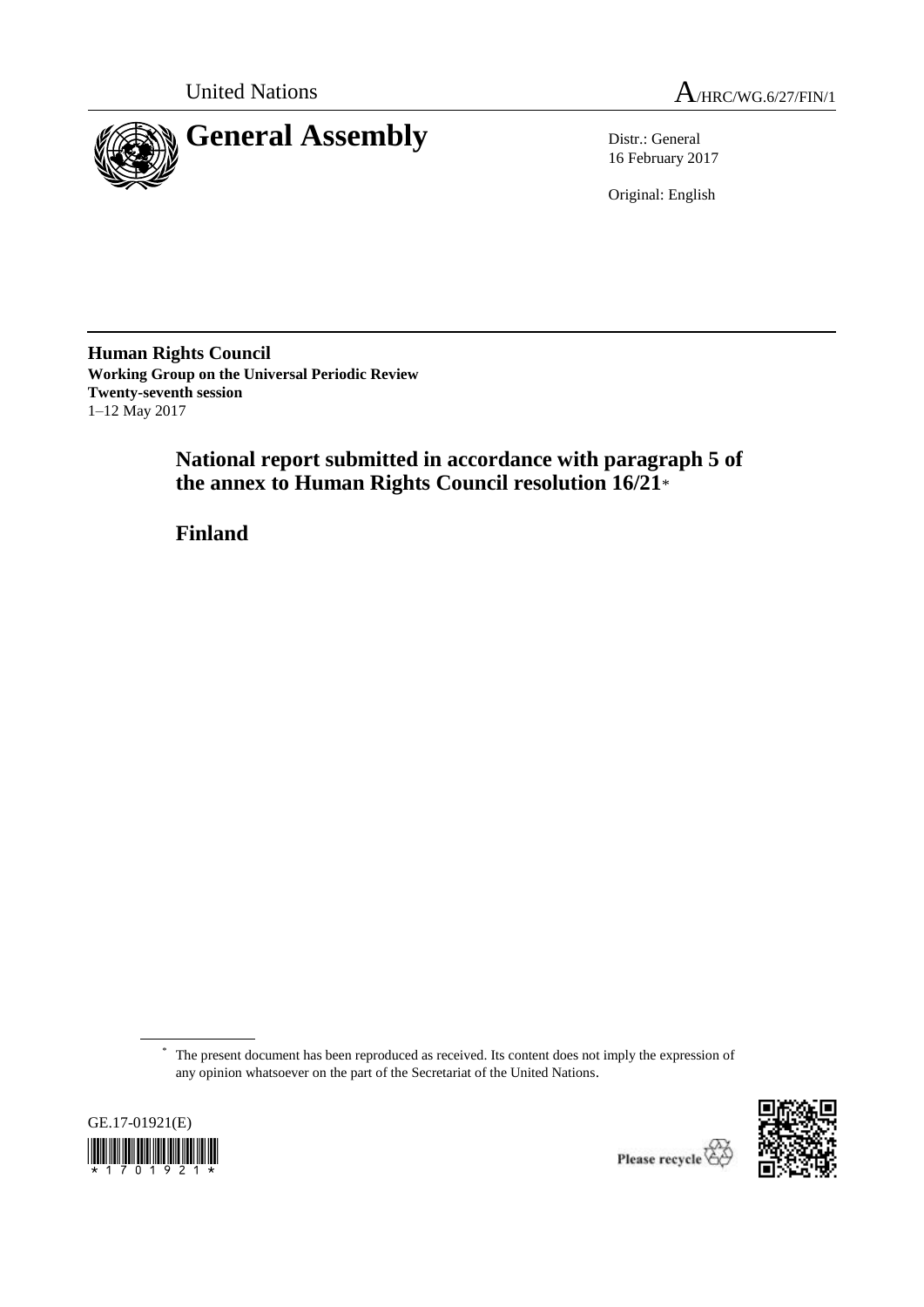United Nations

A/HRC/WG.6/27/FIN/1

# General Assembly

Distr.: General
16 February 2017

Original: English

**Human Rights Council**
**Working Group on the Universal Periodic Review**
**Twenty-seventh session**
1–12 May 2017

## National report submitted in accordance with paragraph 5 of the annex to Human Rights Council resolution 16/21*

## Finland

\* The present document has been reproduced as received. Its content does not imply the expression of any opinion whatsoever on the part of the Secretariat of the United Nations.

GE.17-01921(E)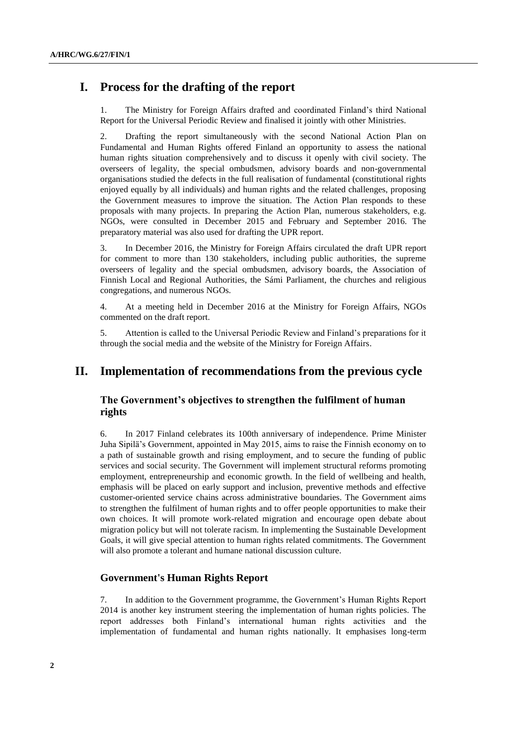## I. Process for the drafting of the report

1. The Ministry for Foreign Affairs drafted and coordinated Finland's third National Report for the Universal Periodic Review and finalised it jointly with other Ministries.

2. Drafting the report simultaneously with the second National Action Plan on Fundamental and Human Rights offered Finland an opportunity to assess the national human rights situation comprehensively and to discuss it openly with civil society. The overseers of legality, the special ombudsmen, advisory boards and non-governmental organisations studied the defects in the full realisation of fundamental (constitutional rights enjoyed equally by all individuals) and human rights and the related challenges, proposing the Government measures to improve the situation. The Action Plan responds to these proposals with many projects. In preparing the Action Plan, numerous stakeholders, e.g. NGOs, were consulted in December 2015 and February and September 2016. The preparatory material was also used for drafting the UPR report.

3. In December 2016, the Ministry for Foreign Affairs circulated the draft UPR report for comment to more than 130 stakeholders, including public authorities, the supreme overseers of legality and the special ombudsmen, advisory boards, the Association of Finnish Local and Regional Authorities, the Sámi Parliament, the churches and religious congregations, and numerous NGOs.

4. At a meeting held in December 2016 at the Ministry for Foreign Affairs, NGOs commented on the draft report.

5. Attention is called to the Universal Periodic Review and Finland's preparations for it through the social media and the website of the Ministry for Foreign Affairs.

## II. Implementation of recommendations from the previous cycle

### The Government's objectives to strengthen the fulfilment of human rights

6. In 2017 Finland celebrates its 100th anniversary of independence. Prime Minister Juha Sipilä's Government, appointed in May 2015, aims to raise the Finnish economy on to a path of sustainable growth and rising employment, and to secure the funding of public services and social security. The Government will implement structural reforms promoting employment, entrepreneurship and economic growth. In the field of wellbeing and health, emphasis will be placed on early support and inclusion, preventive methods and effective customer-oriented service chains across administrative boundaries. The Government aims to strengthen the fulfilment of human rights and to offer people opportunities to make their own choices. It will promote work-related migration and encourage open debate about migration policy but will not tolerate racism. In implementing the Sustainable Development Goals, it will give special attention to human rights related commitments. The Government will also promote a tolerant and humane national discussion culture.

### Government's Human Rights Report

7. In addition to the Government programme, the Government's Human Rights Report 2014 is another key instrument steering the implementation of human rights policies. The report addresses both Finland's international human rights activities and the implementation of fundamental and human rights nationally. It emphasises long-term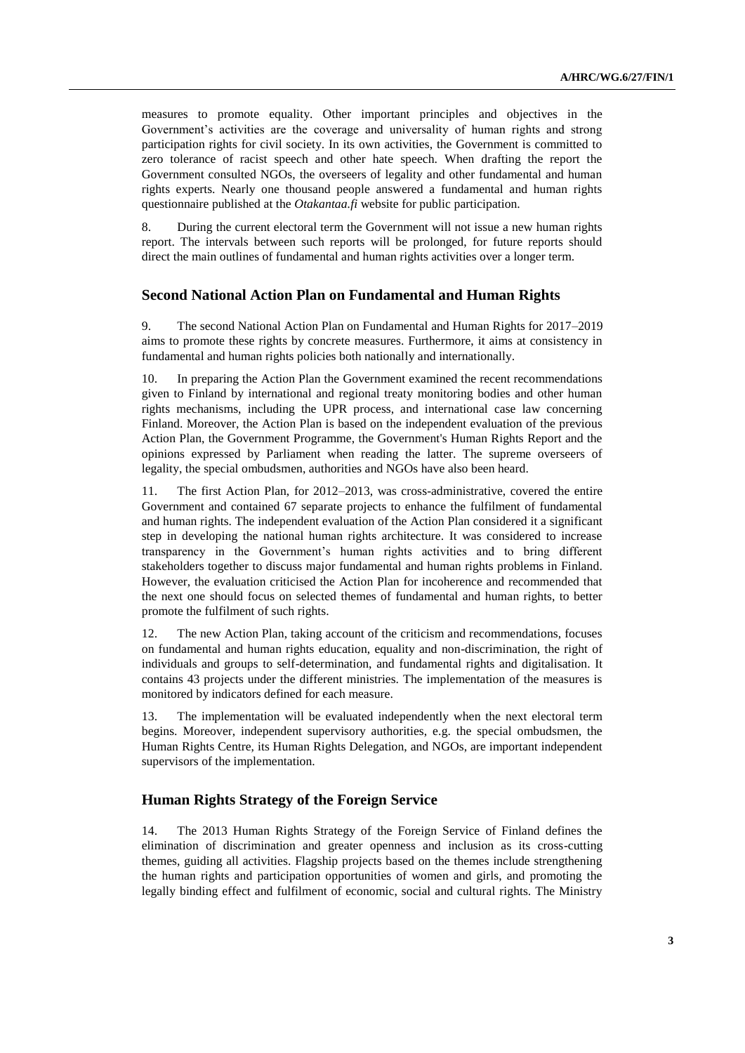measures to promote equality. Other important principles and objectives in the Government's activities are the coverage and universality of human rights and strong participation rights for civil society. In its own activities, the Government is committed to zero tolerance of racist speech and other hate speech. When drafting the report the Government consulted NGOs, the overseers of legality and other fundamental and human rights experts. Nearly one thousand people answered a fundamental and human rights questionnaire published at the *Otakantaa.fi* website for public participation.

8. During the current electoral term the Government will not issue a new human rights report. The intervals between such reports will be prolonged, for future reports should direct the main outlines of fundamental and human rights activities over a longer term.

## Second National Action Plan on Fundamental and Human Rights

9. The second National Action Plan on Fundamental and Human Rights for 2017–2019 aims to promote these rights by concrete measures. Furthermore, it aims at consistency in fundamental and human rights policies both nationally and internationally.

10. In preparing the Action Plan the Government examined the recent recommendations given to Finland by international and regional treaty monitoring bodies and other human rights mechanisms, including the UPR process, and international case law concerning Finland. Moreover, the Action Plan is based on the independent evaluation of the previous Action Plan, the Government Programme, the Government's Human Rights Report and the opinions expressed by Parliament when reading the latter. The supreme overseers of legality, the special ombudsmen, authorities and NGOs have also been heard.

11. The first Action Plan, for 2012–2013, was cross-administrative, covered the entire Government and contained 67 separate projects to enhance the fulfilment of fundamental and human rights. The independent evaluation of the Action Plan considered it a significant step in developing the national human rights architecture. It was considered to increase transparency in the Government's human rights activities and to bring different stakeholders together to discuss major fundamental and human rights problems in Finland. However, the evaluation criticised the Action Plan for incoherence and recommended that the next one should focus on selected themes of fundamental and human rights, to better promote the fulfilment of such rights.

12. The new Action Plan, taking account of the criticism and recommendations, focuses on fundamental and human rights education, equality and non-discrimination, the right of individuals and groups to self-determination, and fundamental rights and digitalisation. It contains 43 projects under the different ministries. The implementation of the measures is monitored by indicators defined for each measure.

13. The implementation will be evaluated independently when the next electoral term begins. Moreover, independent supervisory authorities, e.g. the special ombudsmen, the Human Rights Centre, its Human Rights Delegation, and NGOs, are important independent supervisors of the implementation.

## Human Rights Strategy of the Foreign Service

14. The 2013 Human Rights Strategy of the Foreign Service of Finland defines the elimination of discrimination and greater openness and inclusion as its cross-cutting themes, guiding all activities. Flagship projects based on the themes include strengthening the human rights and participation opportunities of women and girls, and promoting the legally binding effect and fulfilment of economic, social and cultural rights. The Ministry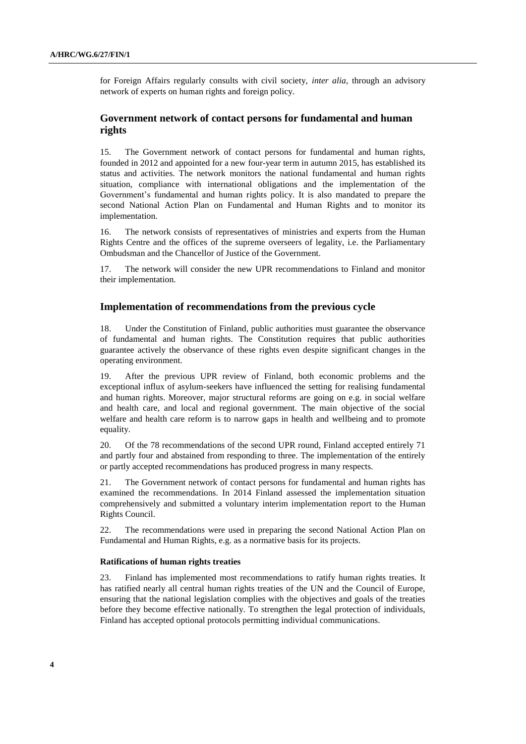for Foreign Affairs regularly consults with civil society, *inter alia*, through an advisory network of experts on human rights and foreign policy.

## Government network of contact persons for fundamental and human rights

15. The Government network of contact persons for fundamental and human rights, founded in 2012 and appointed for a new four-year term in autumn 2015, has established its status and activities. The network monitors the national fundamental and human rights situation, compliance with international obligations and the implementation of the Government's fundamental and human rights policy. It is also mandated to prepare the second National Action Plan on Fundamental and Human Rights and to monitor its implementation.

16. The network consists of representatives of ministries and experts from the Human Rights Centre and the offices of the supreme overseers of legality, i.e. the Parliamentary Ombudsman and the Chancellor of Justice of the Government.

17. The network will consider the new UPR recommendations to Finland and monitor their implementation.

## Implementation of recommendations from the previous cycle

18. Under the Constitution of Finland, public authorities must guarantee the observance of fundamental and human rights. The Constitution requires that public authorities guarantee actively the observance of these rights even despite significant changes in the operating environment.

19. After the previous UPR review of Finland, both economic problems and the exceptional influx of asylum-seekers have influenced the setting for realising fundamental and human rights. Moreover, major structural reforms are going on e.g. in social welfare and health care, and local and regional government. The main objective of the social welfare and health care reform is to narrow gaps in health and wellbeing and to promote equality.

20. Of the 78 recommendations of the second UPR round, Finland accepted entirely 71 and partly four and abstained from responding to three. The implementation of the entirely or partly accepted recommendations has produced progress in many respects.

21. The Government network of contact persons for fundamental and human rights has examined the recommendations. In 2014 Finland assessed the implementation situation comprehensively and submitted a voluntary interim implementation report to the Human Rights Council.

22. The recommendations were used in preparing the second National Action Plan on Fundamental and Human Rights, e.g. as a normative basis for its projects.

### Ratifications of human rights treaties

23. Finland has implemented most recommendations to ratify human rights treaties. It has ratified nearly all central human rights treaties of the UN and the Council of Europe, ensuring that the national legislation complies with the objectives and goals of the treaties before they become effective nationally. To strengthen the legal protection of individuals, Finland has accepted optional protocols permitting individual communications.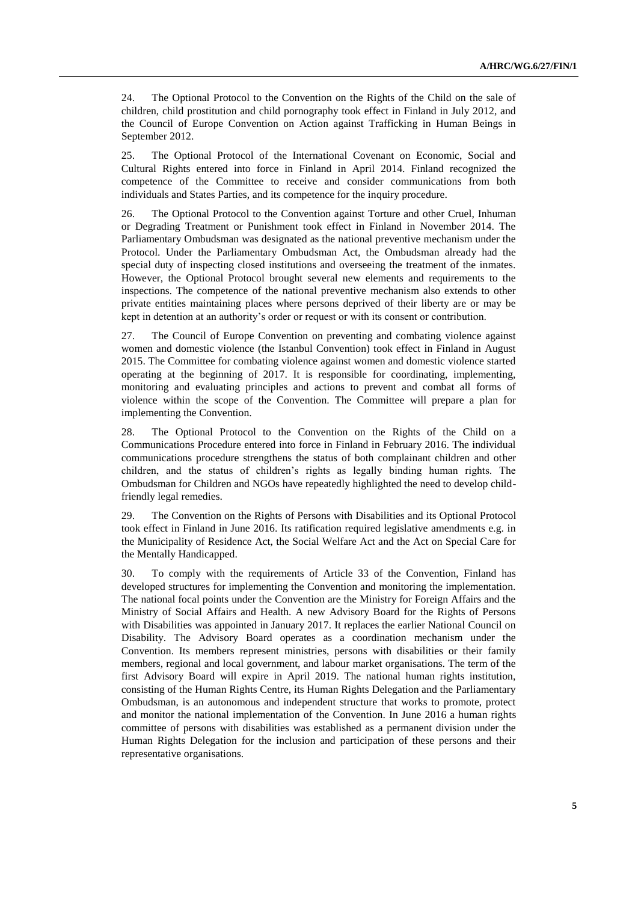24. The Optional Protocol to the Convention on the Rights of the Child on the sale of children, child prostitution and child pornography took effect in Finland in July 2012, and the Council of Europe Convention on Action against Trafficking in Human Beings in September 2012.

25. The Optional Protocol of the International Covenant on Economic, Social and Cultural Rights entered into force in Finland in April 2014. Finland recognized the competence of the Committee to receive and consider communications from both individuals and States Parties, and its competence for the inquiry procedure.

26. The Optional Protocol to the Convention against Torture and other Cruel, Inhuman or Degrading Treatment or Punishment took effect in Finland in November 2014. The Parliamentary Ombudsman was designated as the national preventive mechanism under the Protocol. Under the Parliamentary Ombudsman Act, the Ombudsman already had the special duty of inspecting closed institutions and overseeing the treatment of the inmates. However, the Optional Protocol brought several new elements and requirements to the inspections. The competence of the national preventive mechanism also extends to other private entities maintaining places where persons deprived of their liberty are or may be kept in detention at an authority's order or request or with its consent or contribution.

27. The Council of Europe Convention on preventing and combating violence against women and domestic violence (the Istanbul Convention) took effect in Finland in August 2015. The Committee for combating violence against women and domestic violence started operating at the beginning of 2017. It is responsible for coordinating, implementing, monitoring and evaluating principles and actions to prevent and combat all forms of violence within the scope of the Convention. The Committee will prepare a plan for implementing the Convention.

28. The Optional Protocol to the Convention on the Rights of the Child on a Communications Procedure entered into force in Finland in February 2016. The individual communications procedure strengthens the status of both complainant children and other children, and the status of children's rights as legally binding human rights. The Ombudsman for Children and NGOs have repeatedly highlighted the need to develop child-friendly legal remedies.

29. The Convention on the Rights of Persons with Disabilities and its Optional Protocol took effect in Finland in June 2016. Its ratification required legislative amendments e.g. in the Municipality of Residence Act, the Social Welfare Act and the Act on Special Care for the Mentally Handicapped.

30. To comply with the requirements of Article 33 of the Convention, Finland has developed structures for implementing the Convention and monitoring the implementation. The national focal points under the Convention are the Ministry for Foreign Affairs and the Ministry of Social Affairs and Health. A new Advisory Board for the Rights of Persons with Disabilities was appointed in January 2017. It replaces the earlier National Council on Disability. The Advisory Board operates as a coordination mechanism under the Convention. Its members represent ministries, persons with disabilities or their family members, regional and local government, and labour market organisations. The term of the first Advisory Board will expire in April 2019. The national human rights institution, consisting of the Human Rights Centre, its Human Rights Delegation and the Parliamentary Ombudsman, is an autonomous and independent structure that works to promote, protect and monitor the national implementation of the Convention. In June 2016 a human rights committee of persons with disabilities was established as a permanent division under the Human Rights Delegation for the inclusion and participation of these persons and their representative organisations.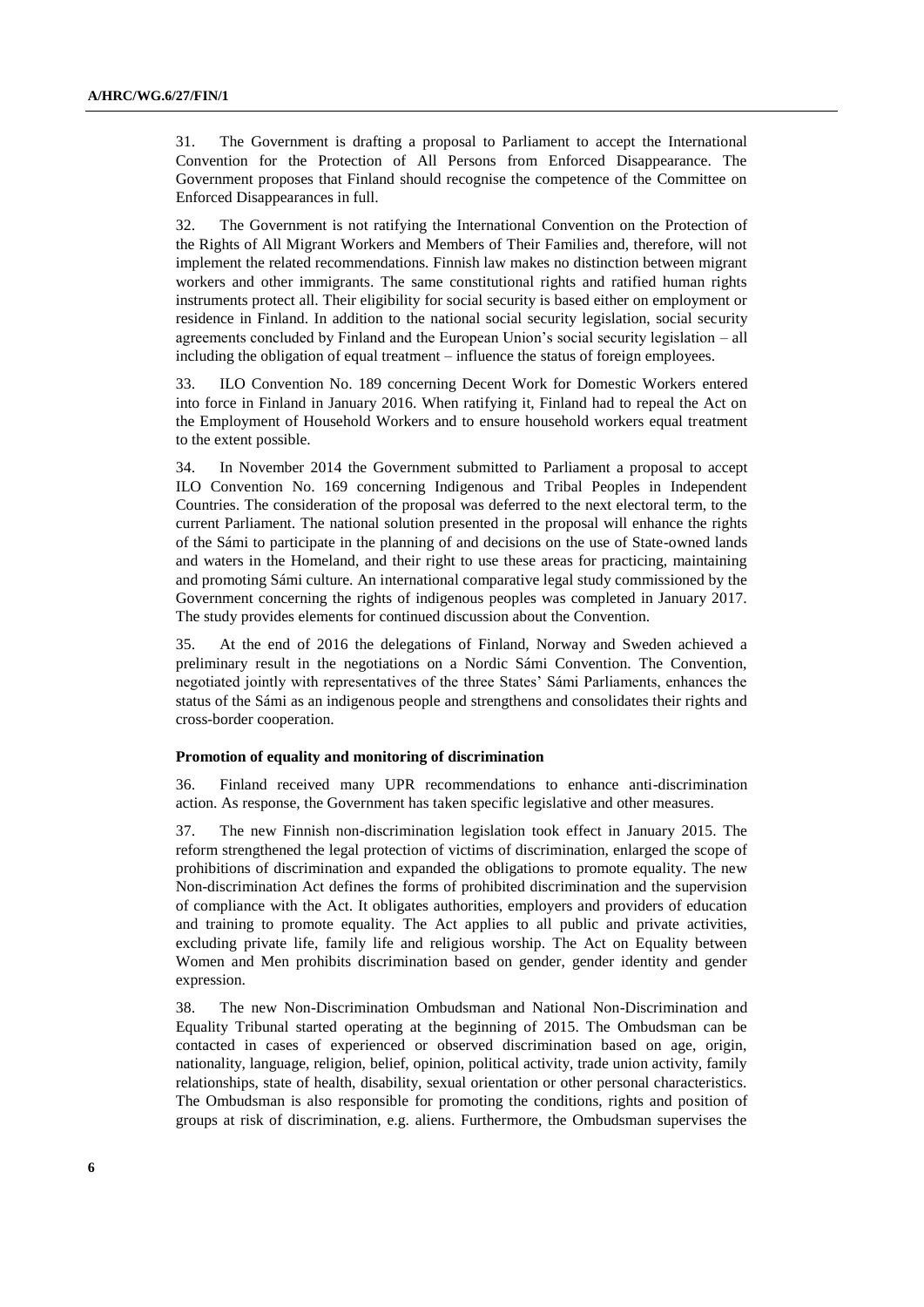31. The Government is drafting a proposal to Parliament to accept the International Convention for the Protection of All Persons from Enforced Disappearance. The Government proposes that Finland should recognise the competence of the Committee on Enforced Disappearances in full.

32. The Government is not ratifying the International Convention on the Protection of the Rights of All Migrant Workers and Members of Their Families and, therefore, will not implement the related recommendations. Finnish law makes no distinction between migrant workers and other immigrants. The same constitutional rights and ratified human rights instruments protect all. Their eligibility for social security is based either on employment or residence in Finland. In addition to the national social security legislation, social security agreements concluded by Finland and the European Union's social security legislation – all including the obligation of equal treatment – influence the status of foreign employees.

33. ILO Convention No. 189 concerning Decent Work for Domestic Workers entered into force in Finland in January 2016. When ratifying it, Finland had to repeal the Act on the Employment of Household Workers and to ensure household workers equal treatment to the extent possible.

34. In November 2014 the Government submitted to Parliament a proposal to accept ILO Convention No. 169 concerning Indigenous and Tribal Peoples in Independent Countries. The consideration of the proposal was deferred to the next electoral term, to the current Parliament. The national solution presented in the proposal will enhance the rights of the Sámi to participate in the planning of and decisions on the use of State-owned lands and waters in the Homeland, and their right to use these areas for practicing, maintaining and promoting Sámi culture. An international comparative legal study commissioned by the Government concerning the rights of indigenous peoples was completed in January 2017. The study provides elements for continued discussion about the Convention.

35. At the end of 2016 the delegations of Finland, Norway and Sweden achieved a preliminary result in the negotiations on a Nordic Sámi Convention. The Convention, negotiated jointly with representatives of the three States' Sámi Parliaments, enhances the status of the Sámi as an indigenous people and strengthens and consolidates their rights and cross-border cooperation.

**Promotion of equality and monitoring of discrimination**

36. Finland received many UPR recommendations to enhance anti-discrimination action. As response, the Government has taken specific legislative and other measures.

37. The new Finnish non-discrimination legislation took effect in January 2015. The reform strengthened the legal protection of victims of discrimination, enlarged the scope of prohibitions of discrimination and expanded the obligations to promote equality. The new Non-discrimination Act defines the forms of prohibited discrimination and the supervision of compliance with the Act. It obligates authorities, employers and providers of education and training to promote equality. The Act applies to all public and private activities, excluding private life, family life and religious worship. The Act on Equality between Women and Men prohibits discrimination based on gender, gender identity and gender expression.

38. The new Non-Discrimination Ombudsman and National Non-Discrimination and Equality Tribunal started operating at the beginning of 2015. The Ombudsman can be contacted in cases of experienced or observed discrimination based on age, origin, nationality, language, religion, belief, opinion, political activity, trade union activity, family relationships, state of health, disability, sexual orientation or other personal characteristics. The Ombudsman is also responsible for promoting the conditions, rights and position of groups at risk of discrimination, e.g. aliens. Furthermore, the Ombudsman supervises the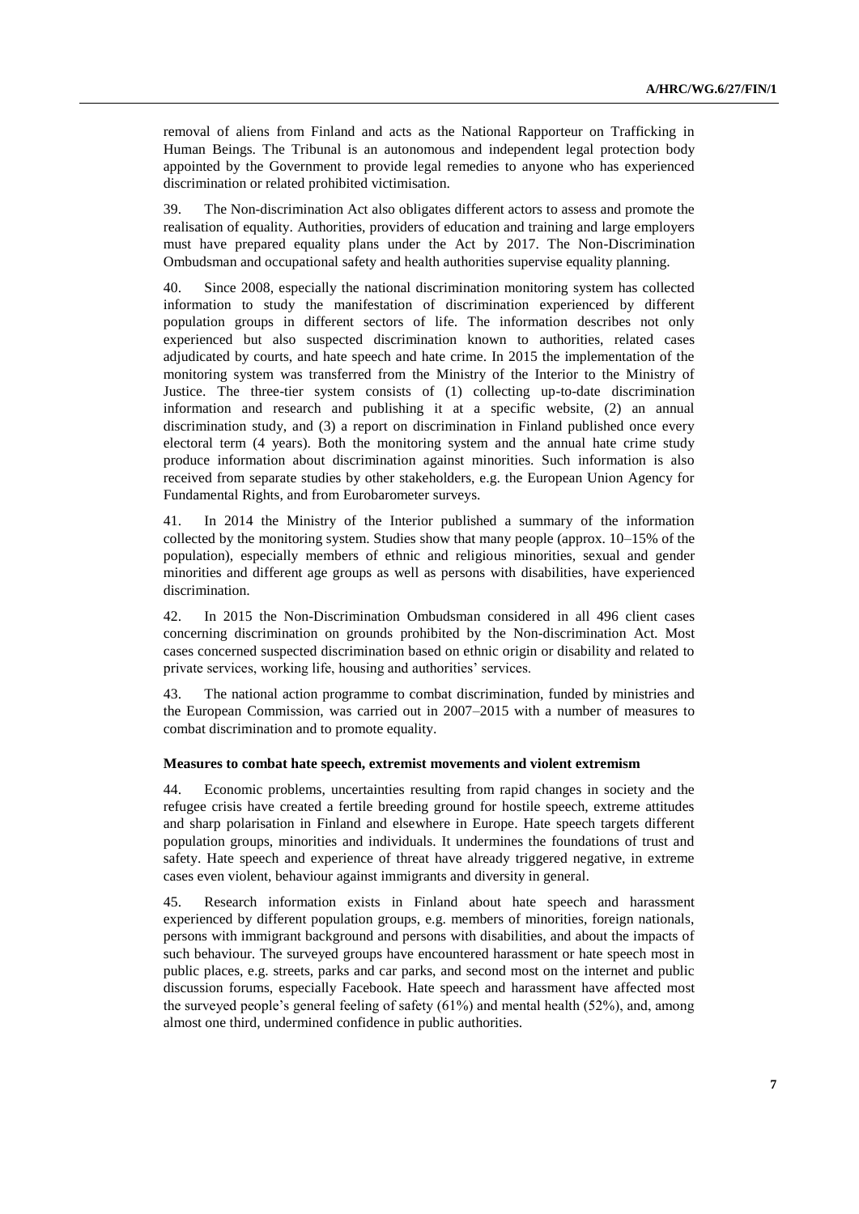removal of aliens from Finland and acts as the National Rapporteur on Trafficking in Human Beings. The Tribunal is an autonomous and independent legal protection body appointed by the Government to provide legal remedies to anyone who has experienced discrimination or related prohibited victimisation.

39. The Non-discrimination Act also obligates different actors to assess and promote the realisation of equality. Authorities, providers of education and training and large employers must have prepared equality plans under the Act by 2017. The Non-Discrimination Ombudsman and occupational safety and health authorities supervise equality planning.

40. Since 2008, especially the national discrimination monitoring system has collected information to study the manifestation of discrimination experienced by different population groups in different sectors of life. The information describes not only experienced but also suspected discrimination known to authorities, related cases adjudicated by courts, and hate speech and hate crime. In 2015 the implementation of the monitoring system was transferred from the Ministry of the Interior to the Ministry of Justice. The three-tier system consists of (1) collecting up-to-date discrimination information and research and publishing it at a specific website, (2) an annual discrimination study, and (3) a report on discrimination in Finland published once every electoral term (4 years). Both the monitoring system and the annual hate crime study produce information about discrimination against minorities. Such information is also received from separate studies by other stakeholders, e.g. the European Union Agency for Fundamental Rights, and from Eurobarometer surveys.

41. In 2014 the Ministry of the Interior published a summary of the information collected by the monitoring system. Studies show that many people (approx. 10–15% of the population), especially members of ethnic and religious minorities, sexual and gender minorities and different age groups as well as persons with disabilities, have experienced discrimination.

42. In 2015 the Non-Discrimination Ombudsman considered in all 496 client cases concerning discrimination on grounds prohibited by the Non-discrimination Act. Most cases concerned suspected discrimination based on ethnic origin or disability and related to private services, working life, housing and authorities' services.

43. The national action programme to combat discrimination, funded by ministries and the European Commission, was carried out in 2007–2015 with a number of measures to combat discrimination and to promote equality.

**Measures to combat hate speech, extremist movements and violent extremism**

44. Economic problems, uncertainties resulting from rapid changes in society and the refugee crisis have created a fertile breeding ground for hostile speech, extreme attitudes and sharp polarisation in Finland and elsewhere in Europe. Hate speech targets different population groups, minorities and individuals. It undermines the foundations of trust and safety. Hate speech and experience of threat have already triggered negative, in extreme cases even violent, behaviour against immigrants and diversity in general.

45. Research information exists in Finland about hate speech and harassment experienced by different population groups, e.g. members of minorities, foreign nationals, persons with immigrant background and persons with disabilities, and about the impacts of such behaviour. The surveyed groups have encountered harassment or hate speech most in public places, e.g. streets, parks and car parks, and second most on the internet and public discussion forums, especially Facebook. Hate speech and harassment have affected most the surveyed people's general feeling of safety (61%) and mental health (52%), and, among almost one third, undermined confidence in public authorities.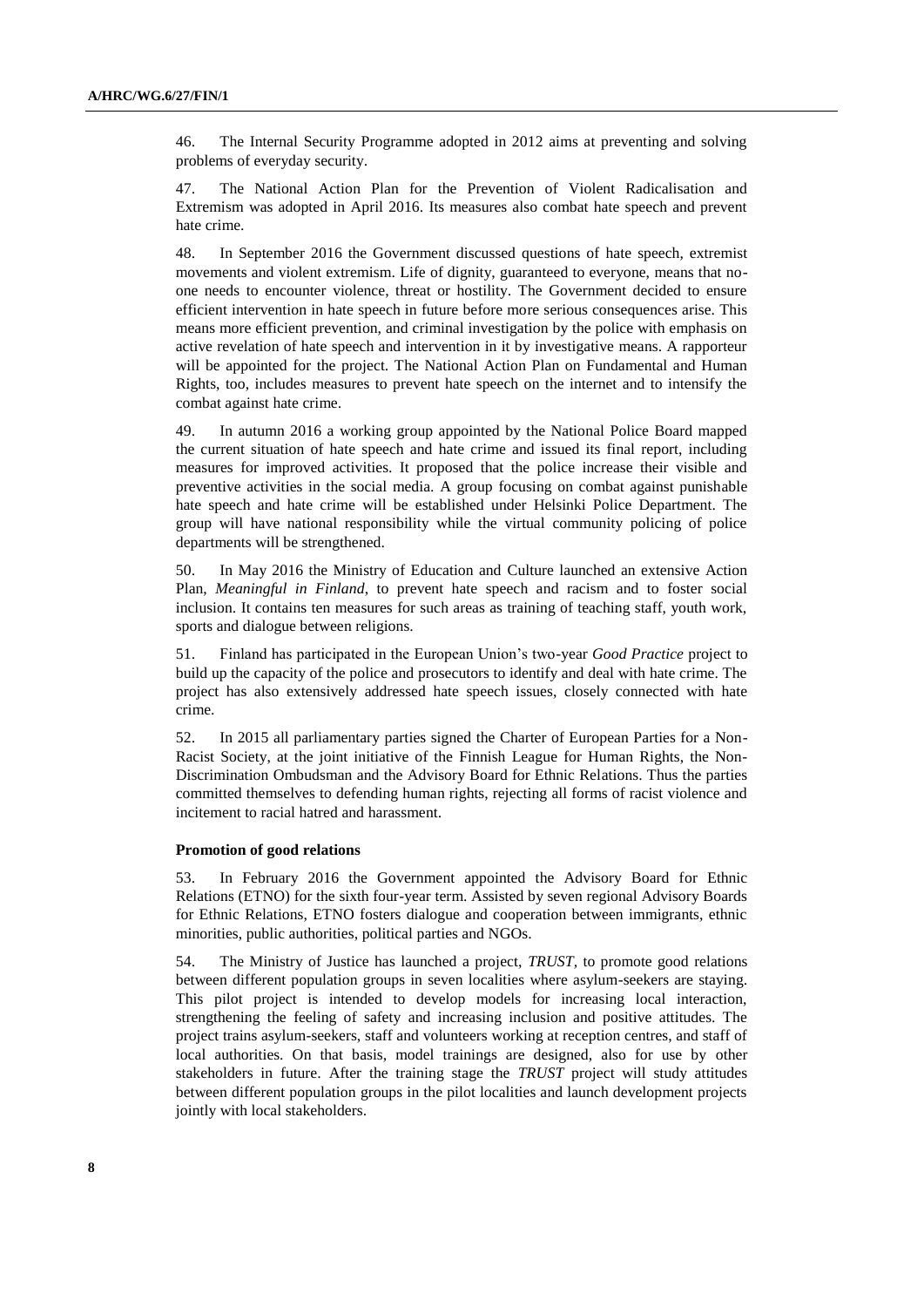46. The Internal Security Programme adopted in 2012 aims at preventing and solving problems of everyday security.

47. The National Action Plan for the Prevention of Violent Radicalisation and Extremism was adopted in April 2016. Its measures also combat hate speech and prevent hate crime.

48. In September 2016 the Government discussed questions of hate speech, extremist movements and violent extremism. Life of dignity, guaranteed to everyone, means that no-one needs to encounter violence, threat or hostility. The Government decided to ensure efficient intervention in hate speech in future before more serious consequences arise. This means more efficient prevention, and criminal investigation by the police with emphasis on active revelation of hate speech and intervention in it by investigative means. A rapporteur will be appointed for the project. The National Action Plan on Fundamental and Human Rights, too, includes measures to prevent hate speech on the internet and to intensify the combat against hate crime.

49. In autumn 2016 a working group appointed by the National Police Board mapped the current situation of hate speech and hate crime and issued its final report, including measures for improved activities. It proposed that the police increase their visible and preventive activities in the social media. A group focusing on combat against punishable hate speech and hate crime will be established under Helsinki Police Department. The group will have national responsibility while the virtual community policing of police departments will be strengthened.

50. In May 2016 the Ministry of Education and Culture launched an extensive Action Plan, *Meaningful in Finland*, to prevent hate speech and racism and to foster social inclusion. It contains ten measures for such areas as training of teaching staff, youth work, sports and dialogue between religions.

51. Finland has participated in the European Union's two-year *Good Practice* project to build up the capacity of the police and prosecutors to identify and deal with hate crime. The project has also extensively addressed hate speech issues, closely connected with hate crime.

52. In 2015 all parliamentary parties signed the Charter of European Parties for a Non-Racist Society, at the joint initiative of the Finnish League for Human Rights, the Non-Discrimination Ombudsman and the Advisory Board for Ethnic Relations. Thus the parties committed themselves to defending human rights, rejecting all forms of racist violence and incitement to racial hatred and harassment.

#### Promotion of good relations

53. In February 2016 the Government appointed the Advisory Board for Ethnic Relations (ETNO) for the sixth four-year term. Assisted by seven regional Advisory Boards for Ethnic Relations, ETNO fosters dialogue and cooperation between immigrants, ethnic minorities, public authorities, political parties and NGOs.

54. The Ministry of Justice has launched a project, *TRUST,* to promote good relations between different population groups in seven localities where asylum-seekers are staying. This pilot project is intended to develop models for increasing local interaction, strengthening the feeling of safety and increasing inclusion and positive attitudes. The project trains asylum-seekers, staff and volunteers working at reception centres, and staff of local authorities. On that basis, model trainings are designed, also for use by other stakeholders in future. After the training stage the *TRUST* project will study attitudes between different population groups in the pilot localities and launch development projects jointly with local stakeholders.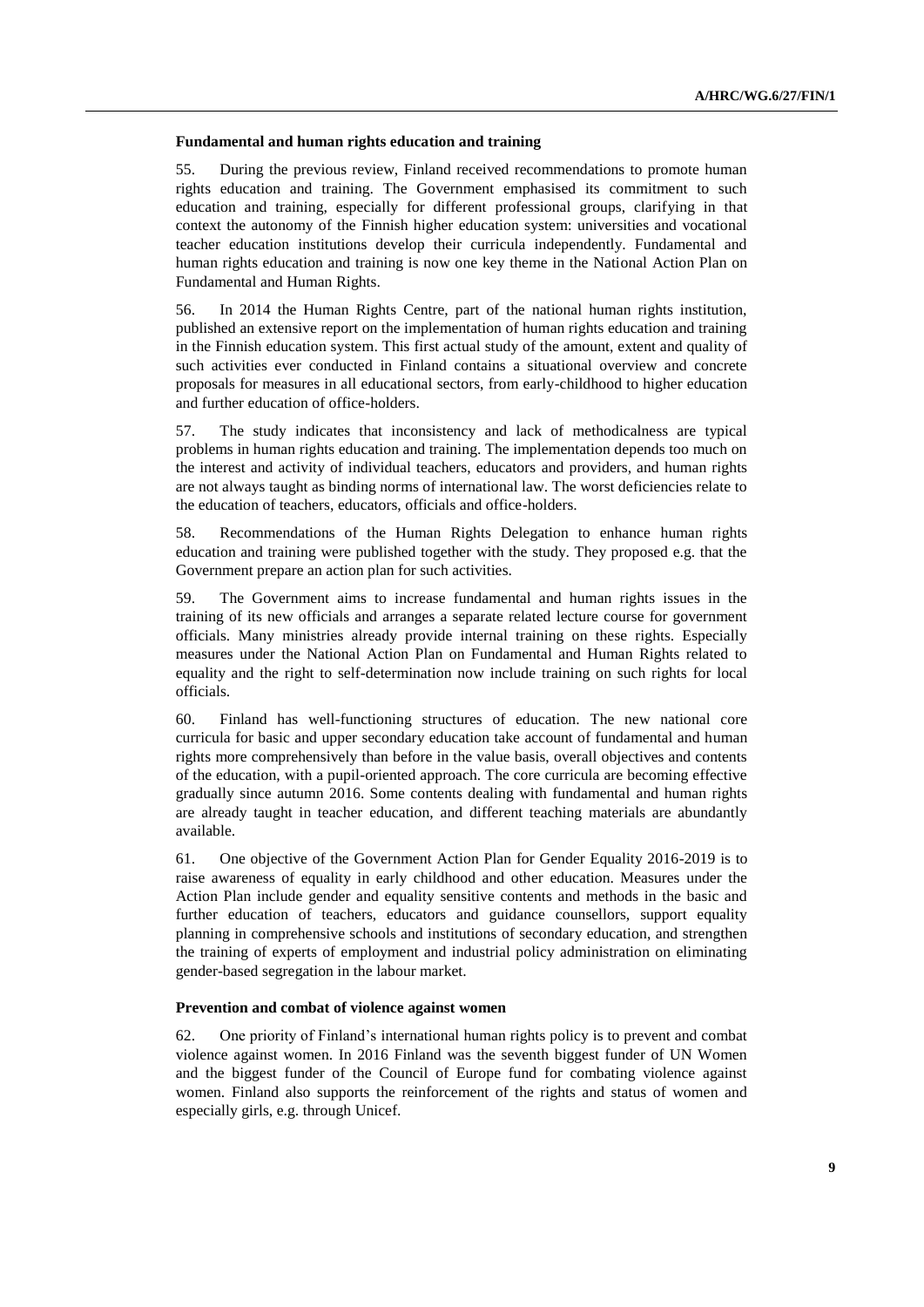### Fundamental and human rights education and training

55. During the previous review, Finland received recommendations to promote human rights education and training. The Government emphasised its commitment to such education and training, especially for different professional groups, clarifying in that context the autonomy of the Finnish higher education system: universities and vocational teacher education institutions develop their curricula independently. Fundamental and human rights education and training is now one key theme in the National Action Plan on Fundamental and Human Rights.

56. In 2014 the Human Rights Centre, part of the national human rights institution, published an extensive report on the implementation of human rights education and training in the Finnish education system. This first actual study of the amount, extent and quality of such activities ever conducted in Finland contains a situational overview and concrete proposals for measures in all educational sectors, from early-childhood to higher education and further education of office-holders.

57. The study indicates that inconsistency and lack of methodicalness are typical problems in human rights education and training. The implementation depends too much on the interest and activity of individual teachers, educators and providers, and human rights are not always taught as binding norms of international law. The worst deficiencies relate to the education of teachers, educators, officials and office-holders.

58. Recommendations of the Human Rights Delegation to enhance human rights education and training were published together with the study. They proposed e.g. that the Government prepare an action plan for such activities.

59. The Government aims to increase fundamental and human rights issues in the training of its new officials and arranges a separate related lecture course for government officials. Many ministries already provide internal training on these rights. Especially measures under the National Action Plan on Fundamental and Human Rights related to equality and the right to self-determination now include training on such rights for local officials.

60. Finland has well-functioning structures of education. The new national core curricula for basic and upper secondary education take account of fundamental and human rights more comprehensively than before in the value basis, overall objectives and contents of the education, with a pupil-oriented approach. The core curricula are becoming effective gradually since autumn 2016. Some contents dealing with fundamental and human rights are already taught in teacher education, and different teaching materials are abundantly available.

61. One objective of the Government Action Plan for Gender Equality 2016-2019 is to raise awareness of equality in early childhood and other education. Measures under the Action Plan include gender and equality sensitive contents and methods in the basic and further education of teachers, educators and guidance counsellors, support equality planning in comprehensive schools and institutions of secondary education, and strengthen the training of experts of employment and industrial policy administration on eliminating gender-based segregation in the labour market.

### Prevention and combat of violence against women

62. One priority of Finland's international human rights policy is to prevent and combat violence against women. In 2016 Finland was the seventh biggest funder of UN Women and the biggest funder of the Council of Europe fund for combating violence against women. Finland also supports the reinforcement of the rights and status of women and especially girls, e.g. through Unicef.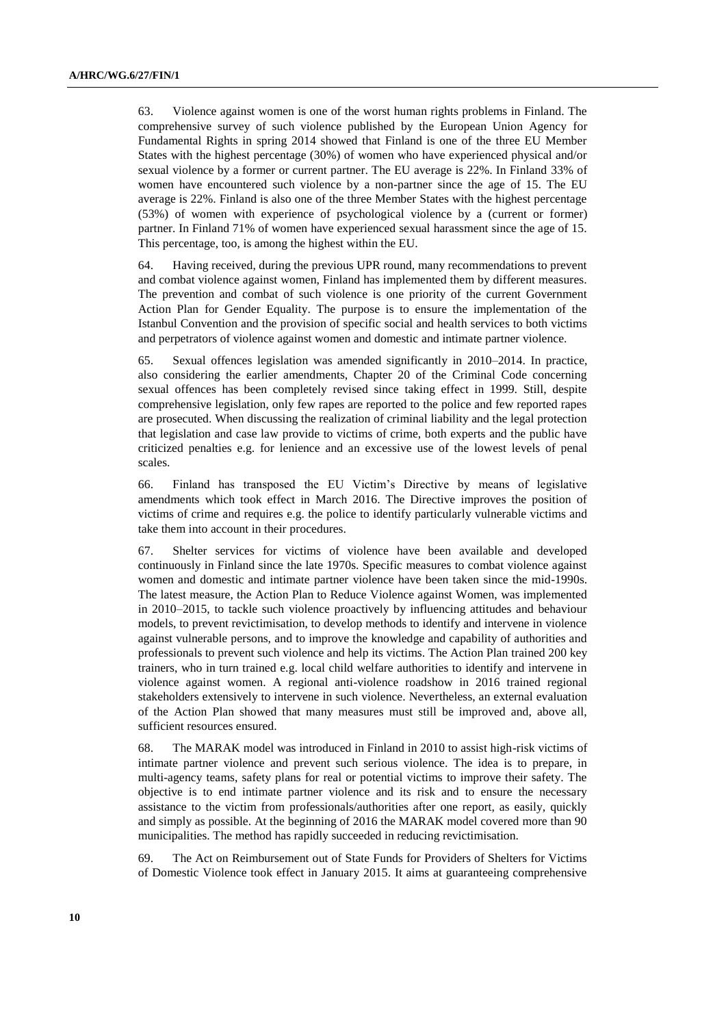63. Violence against women is one of the worst human rights problems in Finland. The comprehensive survey of such violence published by the European Union Agency for Fundamental Rights in spring 2014 showed that Finland is one of the three EU Member States with the highest percentage (30%) of women who have experienced physical and/or sexual violence by a former or current partner. The EU average is 22%. In Finland 33% of women have encountered such violence by a non-partner since the age of 15. The EU average is 22%. Finland is also one of the three Member States with the highest percentage (53%) of women with experience of psychological violence by a (current or former) partner. In Finland 71% of women have experienced sexual harassment since the age of 15. This percentage, too, is among the highest within the EU.

64. Having received, during the previous UPR round, many recommendations to prevent and combat violence against women, Finland has implemented them by different measures. The prevention and combat of such violence is one priority of the current Government Action Plan for Gender Equality. The purpose is to ensure the implementation of the Istanbul Convention and the provision of specific social and health services to both victims and perpetrators of violence against women and domestic and intimate partner violence.

65. Sexual offences legislation was amended significantly in 2010–2014. In practice, also considering the earlier amendments, Chapter 20 of the Criminal Code concerning sexual offences has been completely revised since taking effect in 1999. Still, despite comprehensive legislation, only few rapes are reported to the police and few reported rapes are prosecuted. When discussing the realization of criminal liability and the legal protection that legislation and case law provide to victims of crime, both experts and the public have criticized penalties e.g. for lenience and an excessive use of the lowest levels of penal scales.

66. Finland has transposed the EU Victim's Directive by means of legislative amendments which took effect in March 2016. The Directive improves the position of victims of crime and requires e.g. the police to identify particularly vulnerable victims and take them into account in their procedures.

67. Shelter services for victims of violence have been available and developed continuously in Finland since the late 1970s. Specific measures to combat violence against women and domestic and intimate partner violence have been taken since the mid-1990s. The latest measure, the Action Plan to Reduce Violence against Women, was implemented in 2010–2015, to tackle such violence proactively by influencing attitudes and behaviour models, to prevent revictimisation, to develop methods to identify and intervene in violence against vulnerable persons, and to improve the knowledge and capability of authorities and professionals to prevent such violence and help its victims. The Action Plan trained 200 key trainers, who in turn trained e.g. local child welfare authorities to identify and intervene in violence against women. A regional anti-violence roadshow in 2016 trained regional stakeholders extensively to intervene in such violence. Nevertheless, an external evaluation of the Action Plan showed that many measures must still be improved and, above all, sufficient resources ensured.

68. The MARAK model was introduced in Finland in 2010 to assist high-risk victims of intimate partner violence and prevent such serious violence. The idea is to prepare, in multi-agency teams, safety plans for real or potential victims to improve their safety. The objective is to end intimate partner violence and its risk and to ensure the necessary assistance to the victim from professionals/authorities after one report, as easily, quickly and simply as possible. At the beginning of 2016 the MARAK model covered more than 90 municipalities. The method has rapidly succeeded in reducing revictimisation.

69. The Act on Reimbursement out of State Funds for Providers of Shelters for Victims of Domestic Violence took effect in January 2015. It aims at guaranteeing comprehensive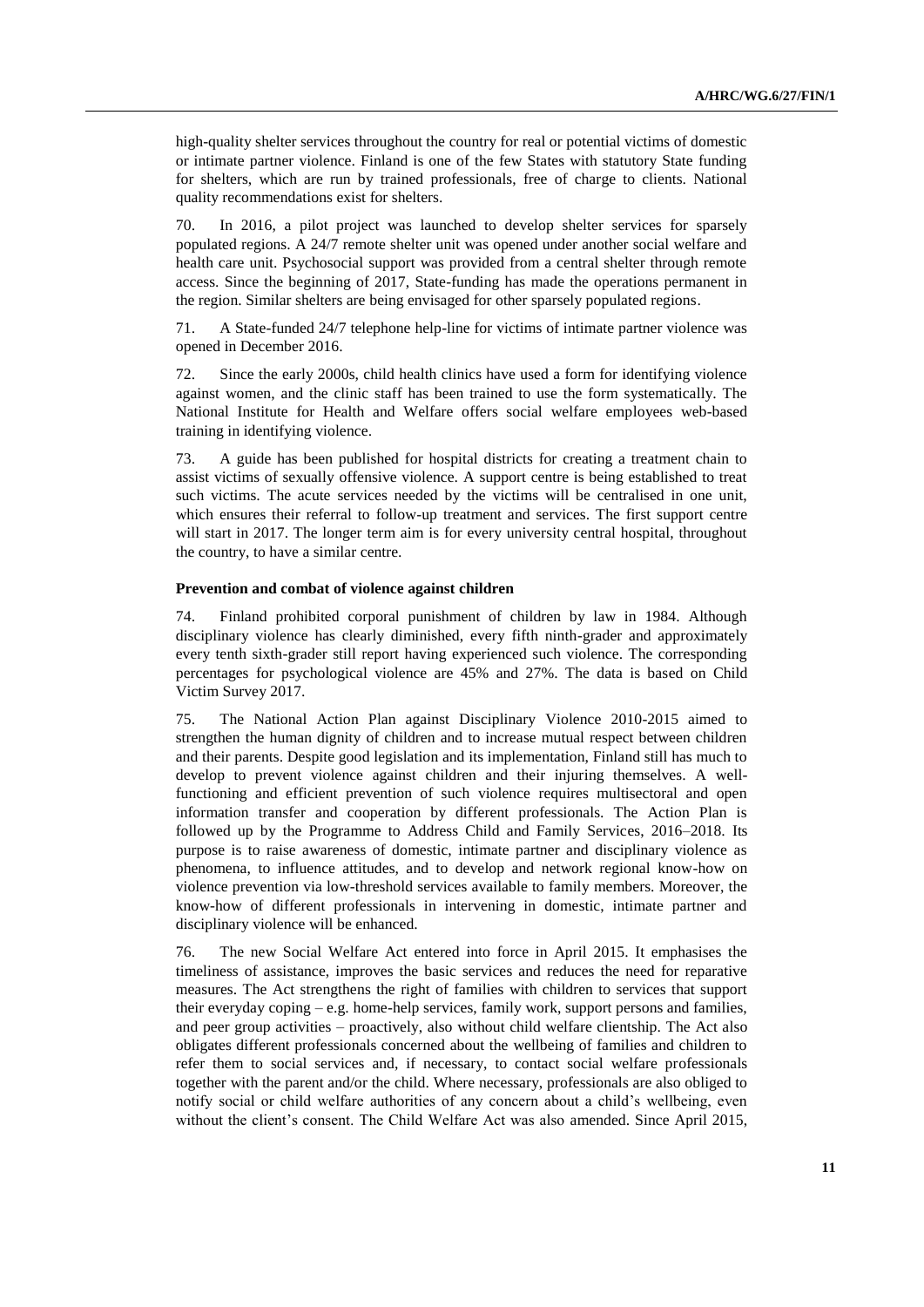high-quality shelter services throughout the country for real or potential victims of domestic or intimate partner violence. Finland is one of the few States with statutory State funding for shelters, which are run by trained professionals, free of charge to clients. National quality recommendations exist for shelters.

70. In 2016, a pilot project was launched to develop shelter services for sparsely populated regions. A 24/7 remote shelter unit was opened under another social welfare and health care unit. Psychosocial support was provided from a central shelter through remote access. Since the beginning of 2017, State-funding has made the operations permanent in the region. Similar shelters are being envisaged for other sparsely populated regions.

71. A State-funded 24/7 telephone help-line for victims of intimate partner violence was opened in December 2016.

72. Since the early 2000s, child health clinics have used a form for identifying violence against women, and the clinic staff has been trained to use the form systematically. The National Institute for Health and Welfare offers social welfare employees web-based training in identifying violence.

73. A guide has been published for hospital districts for creating a treatment chain to assist victims of sexually offensive violence. A support centre is being established to treat such victims. The acute services needed by the victims will be centralised in one unit, which ensures their referral to follow-up treatment and services. The first support centre will start in 2017. The longer term aim is for every university central hospital, throughout the country, to have a similar centre.

**Prevention and combat of violence against children**

74. Finland prohibited corporal punishment of children by law in 1984. Although disciplinary violence has clearly diminished, every fifth ninth-grader and approximately every tenth sixth-grader still report having experienced such violence. The corresponding percentages for psychological violence are 45% and 27%. The data is based on Child Victim Survey 2017.

75. The National Action Plan against Disciplinary Violence 2010-2015 aimed to strengthen the human dignity of children and to increase mutual respect between children and their parents. Despite good legislation and its implementation, Finland still has much to develop to prevent violence against children and their injuring themselves. A well-functioning and efficient prevention of such violence requires multisectoral and open information transfer and cooperation by different professionals. The Action Plan is followed up by the Programme to Address Child and Family Services, 2016–2018. Its purpose is to raise awareness of domestic, intimate partner and disciplinary violence as phenomena, to influence attitudes, and to develop and network regional know-how on violence prevention via low-threshold services available to family members. Moreover, the know-how of different professionals in intervening in domestic, intimate partner and disciplinary violence will be enhanced.

76. The new Social Welfare Act entered into force in April 2015. It emphasises the timeliness of assistance, improves the basic services and reduces the need for reparative measures. The Act strengthens the right of families with children to services that support their everyday coping – e.g. home-help services, family work, support persons and families, and peer group activities – proactively, also without child welfare clientship. The Act also obligates different professionals concerned about the wellbeing of families and children to refer them to social services and, if necessary, to contact social welfare professionals together with the parent and/or the child. Where necessary, professionals are also obliged to notify social or child welfare authorities of any concern about a child's wellbeing, even without the client's consent. The Child Welfare Act was also amended. Since April 2015,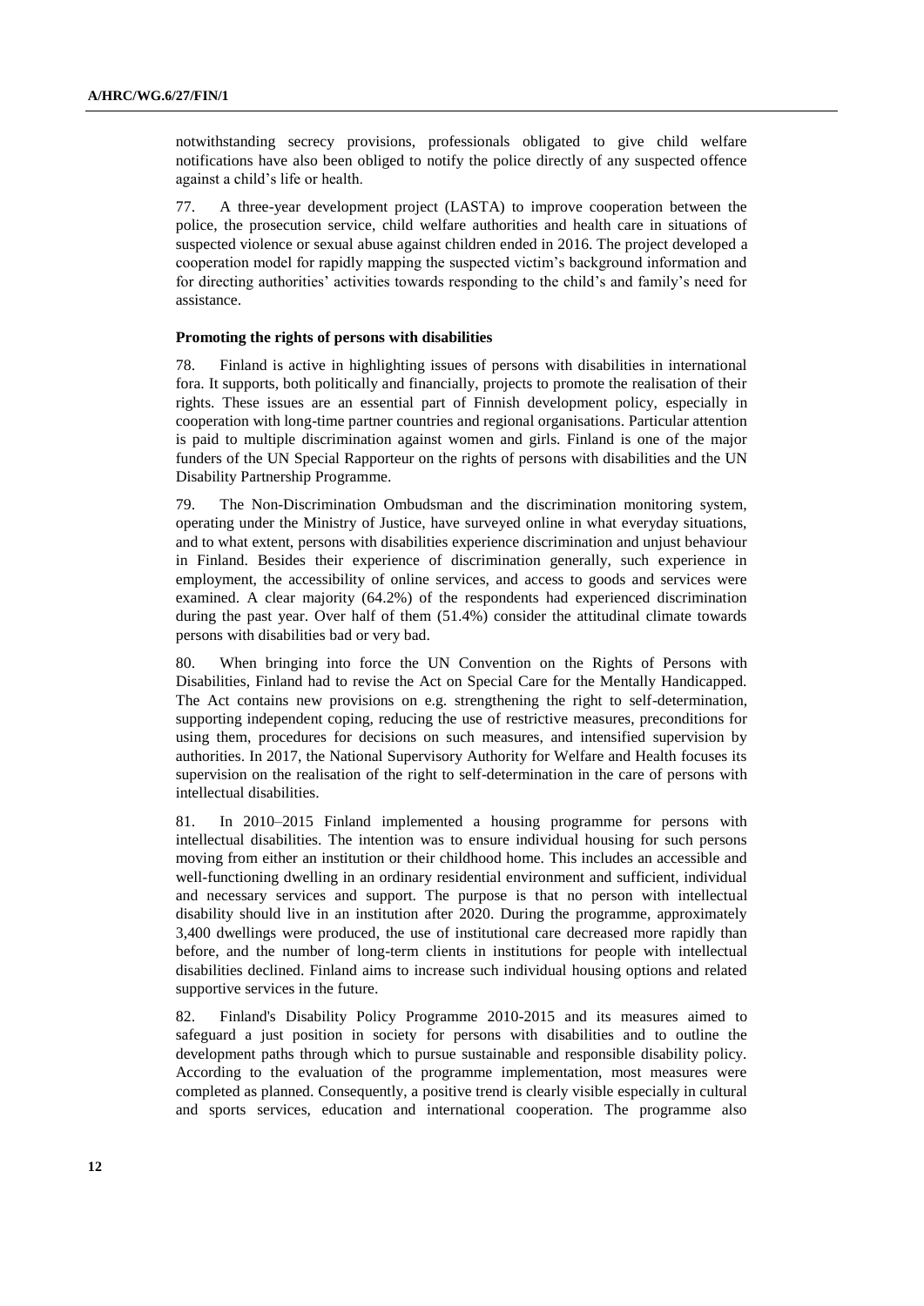notwithstanding secrecy provisions, professionals obligated to give child welfare notifications have also been obliged to notify the police directly of any suspected offence against a child's life or health.

77. A three-year development project (LASTA) to improve cooperation between the police, the prosecution service, child welfare authorities and health care in situations of suspected violence or sexual abuse against children ended in 2016. The project developed a cooperation model for rapidly mapping the suspected victim's background information and for directing authorities' activities towards responding to the child's and family's need for assistance.

#### Promoting the rights of persons with disabilities

78. Finland is active in highlighting issues of persons with disabilities in international fora. It supports, both politically and financially, projects to promote the realisation of their rights. These issues are an essential part of Finnish development policy, especially in cooperation with long-time partner countries and regional organisations. Particular attention is paid to multiple discrimination against women and girls. Finland is one of the major funders of the UN Special Rapporteur on the rights of persons with disabilities and the UN Disability Partnership Programme.

79. The Non-Discrimination Ombudsman and the discrimination monitoring system, operating under the Ministry of Justice, have surveyed online in what everyday situations, and to what extent, persons with disabilities experience discrimination and unjust behaviour in Finland. Besides their experience of discrimination generally, such experience in employment, the accessibility of online services, and access to goods and services were examined. A clear majority (64.2%) of the respondents had experienced discrimination during the past year. Over half of them (51.4%) consider the attitudinal climate towards persons with disabilities bad or very bad.

80. When bringing into force the UN Convention on the Rights of Persons with Disabilities, Finland had to revise the Act on Special Care for the Mentally Handicapped. The Act contains new provisions on e.g. strengthening the right to self-determination, supporting independent coping, reducing the use of restrictive measures, preconditions for using them, procedures for decisions on such measures, and intensified supervision by authorities. In 2017, the National Supervisory Authority for Welfare and Health focuses its supervision on the realisation of the right to self-determination in the care of persons with intellectual disabilities.

81. In 2010–2015 Finland implemented a housing programme for persons with intellectual disabilities. The intention was to ensure individual housing for such persons moving from either an institution or their childhood home. This includes an accessible and well-functioning dwelling in an ordinary residential environment and sufficient, individual and necessary services and support. The purpose is that no person with intellectual disability should live in an institution after 2020. During the programme, approximately 3,400 dwellings were produced, the use of institutional care decreased more rapidly than before, and the number of long-term clients in institutions for people with intellectual disabilities declined. Finland aims to increase such individual housing options and related supportive services in the future.

82. Finland's Disability Policy Programme 2010-2015 and its measures aimed to safeguard a just position in society for persons with disabilities and to outline the development paths through which to pursue sustainable and responsible disability policy. According to the evaluation of the programme implementation, most measures were completed as planned. Consequently, a positive trend is clearly visible especially in cultural and sports services, education and international cooperation. The programme also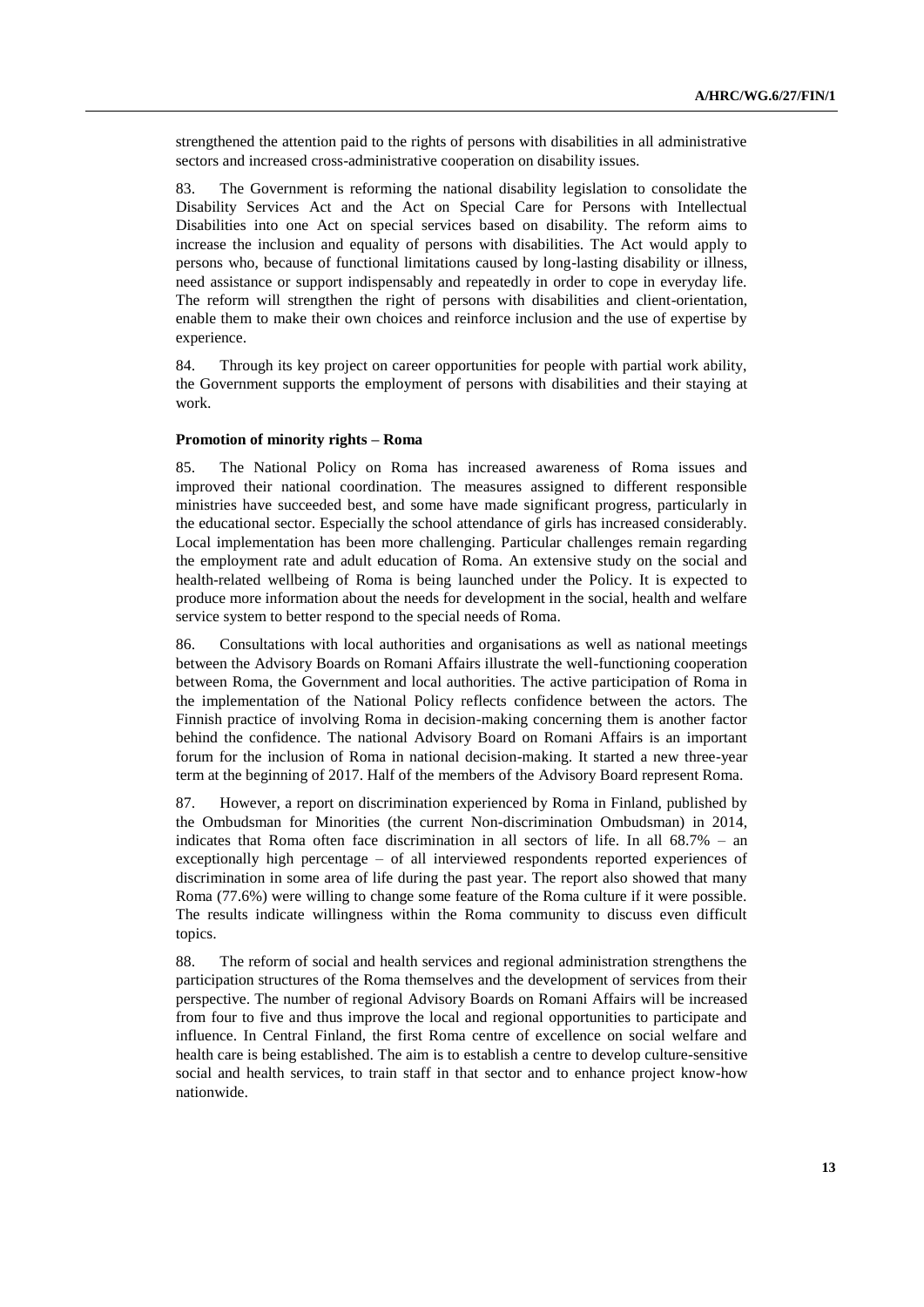strengthened the attention paid to the rights of persons with disabilities in all administrative sectors and increased cross-administrative cooperation on disability issues.

83. The Government is reforming the national disability legislation to consolidate the Disability Services Act and the Act on Special Care for Persons with Intellectual Disabilities into one Act on special services based on disability. The reform aims to increase the inclusion and equality of persons with disabilities. The Act would apply to persons who, because of functional limitations caused by long-lasting disability or illness, need assistance or support indispensably and repeatedly in order to cope in everyday life. The reform will strengthen the right of persons with disabilities and client-orientation, enable them to make their own choices and reinforce inclusion and the use of expertise by experience.

84. Through its key project on career opportunities for people with partial work ability, the Government supports the employment of persons with disabilities and their staying at work.

**Promotion of minority rights – Roma**

85. The National Policy on Roma has increased awareness of Roma issues and improved their national coordination. The measures assigned to different responsible ministries have succeeded best, and some have made significant progress, particularly in the educational sector. Especially the school attendance of girls has increased considerably. Local implementation has been more challenging. Particular challenges remain regarding the employment rate and adult education of Roma. An extensive study on the social and health-related wellbeing of Roma is being launched under the Policy. It is expected to produce more information about the needs for development in the social, health and welfare service system to better respond to the special needs of Roma.

86. Consultations with local authorities and organisations as well as national meetings between the Advisory Boards on Romani Affairs illustrate the well-functioning cooperation between Roma, the Government and local authorities. The active participation of Roma in the implementation of the National Policy reflects confidence between the actors. The Finnish practice of involving Roma in decision-making concerning them is another factor behind the confidence. The national Advisory Board on Romani Affairs is an important forum for the inclusion of Roma in national decision-making. It started a new three-year term at the beginning of 2017. Half of the members of the Advisory Board represent Roma.

87. However, a report on discrimination experienced by Roma in Finland, published by the Ombudsman for Minorities (the current Non-discrimination Ombudsman) in 2014, indicates that Roma often face discrimination in all sectors of life. In all 68.7% – an exceptionally high percentage – of all interviewed respondents reported experiences of discrimination in some area of life during the past year. The report also showed that many Roma (77.6%) were willing to change some feature of the Roma culture if it were possible. The results indicate willingness within the Roma community to discuss even difficult topics.

88. The reform of social and health services and regional administration strengthens the participation structures of the Roma themselves and the development of services from their perspective. The number of regional Advisory Boards on Romani Affairs will be increased from four to five and thus improve the local and regional opportunities to participate and influence. In Central Finland, the first Roma centre of excellence on social welfare and health care is being established. The aim is to establish a centre to develop culture-sensitive social and health services, to train staff in that sector and to enhance project know-how nationwide.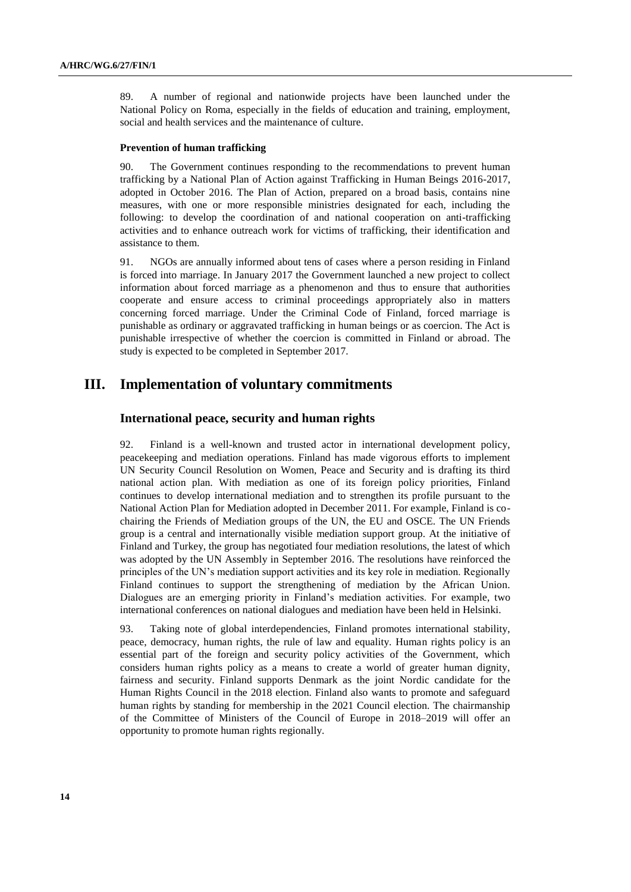89. A number of regional and nationwide projects have been launched under the National Policy on Roma, especially in the fields of education and training, employment, social and health services and the maintenance of culture.

**Prevention of human trafficking**

90. The Government continues responding to the recommendations to prevent human trafficking by a National Plan of Action against Trafficking in Human Beings 2016-2017, adopted in October 2016. The Plan of Action, prepared on a broad basis, contains nine measures, with one or more responsible ministries designated for each, including the following: to develop the coordination of and national cooperation on anti-trafficking activities and to enhance outreach work for victims of trafficking, their identification and assistance to them.

91. NGOs are annually informed about tens of cases where a person residing in Finland is forced into marriage. In January 2017 the Government launched a new project to collect information about forced marriage as a phenomenon and thus to ensure that authorities cooperate and ensure access to criminal proceedings appropriately also in matters concerning forced marriage. Under the Criminal Code of Finland, forced marriage is punishable as ordinary or aggravated trafficking in human beings or as coercion. The Act is punishable irrespective of whether the coercion is committed in Finland or abroad. The study is expected to be completed in September 2017.

## III. Implementation of voluntary commitments

### International peace, security and human rights

92. Finland is a well-known and trusted actor in international development policy, peacekeeping and mediation operations. Finland has made vigorous efforts to implement UN Security Council Resolution on Women, Peace and Security and is drafting its third national action plan. With mediation as one of its foreign policy priorities, Finland continues to develop international mediation and to strengthen its profile pursuant to the National Action Plan for Mediation adopted in December 2011. For example, Finland is co-chairing the Friends of Mediation groups of the UN, the EU and OSCE. The UN Friends group is a central and internationally visible mediation support group. At the initiative of Finland and Turkey, the group has negotiated four mediation resolutions, the latest of which was adopted by the UN Assembly in September 2016. The resolutions have reinforced the principles of the UN's mediation support activities and its key role in mediation. Regionally Finland continues to support the strengthening of mediation by the African Union. Dialogues are an emerging priority in Finland's mediation activities. For example, two international conferences on national dialogues and mediation have been held in Helsinki.

93. Taking note of global interdependencies, Finland promotes international stability, peace, democracy, human rights, the rule of law and equality. Human rights policy is an essential part of the foreign and security policy activities of the Government, which considers human rights policy as a means to create a world of greater human dignity, fairness and security. Finland supports Denmark as the joint Nordic candidate for the Human Rights Council in the 2018 election. Finland also wants to promote and safeguard human rights by standing for membership in the 2021 Council election. The chairmanship of the Committee of Ministers of the Council of Europe in 2018–2019 will offer an opportunity to promote human rights regionally.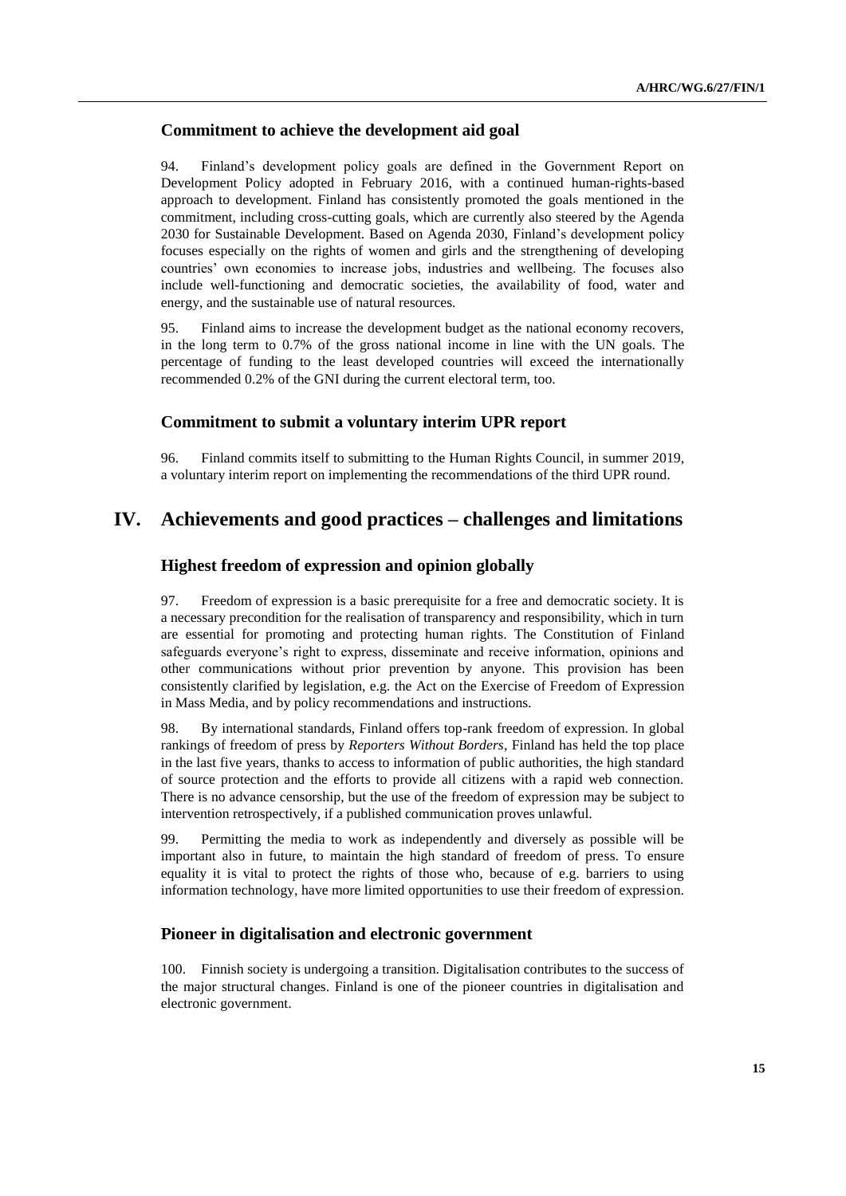### Commitment to achieve the development aid goal

94. Finland's development policy goals are defined in the Government Report on Development Policy adopted in February 2016, with a continued human-rights-based approach to development. Finland has consistently promoted the goals mentioned in the commitment, including cross-cutting goals, which are currently also steered by the Agenda 2030 for Sustainable Development. Based on Agenda 2030, Finland's development policy focuses especially on the rights of women and girls and the strengthening of developing countries' own economies to increase jobs, industries and wellbeing. The focuses also include well-functioning and democratic societies, the availability of food, water and energy, and the sustainable use of natural resources.

95. Finland aims to increase the development budget as the national economy recovers, in the long term to 0.7% of the gross national income in line with the UN goals. The percentage of funding to the least developed countries will exceed the internationally recommended 0.2% of the GNI during the current electoral term, too.

### Commitment to submit a voluntary interim UPR report

96. Finland commits itself to submitting to the Human Rights Council, in summer 2019, a voluntary interim report on implementing the recommendations of the third UPR round.

## IV. Achievements and good practices – challenges and limitations

### Highest freedom of expression and opinion globally

97. Freedom of expression is a basic prerequisite for a free and democratic society. It is a necessary precondition for the realisation of transparency and responsibility, which in turn are essential for promoting and protecting human rights. The Constitution of Finland safeguards everyone's right to express, disseminate and receive information, opinions and other communications without prior prevention by anyone. This provision has been consistently clarified by legislation, e.g. the Act on the Exercise of Freedom of Expression in Mass Media, and by policy recommendations and instructions.

98. By international standards, Finland offers top-rank freedom of expression. In global rankings of freedom of press by *Reporters Without Borders*, Finland has held the top place in the last five years, thanks to access to information of public authorities, the high standard of source protection and the efforts to provide all citizens with a rapid web connection. There is no advance censorship, but the use of the freedom of expression may be subject to intervention retrospectively, if a published communication proves unlawful.

99. Permitting the media to work as independently and diversely as possible will be important also in future, to maintain the high standard of freedom of press. To ensure equality it is vital to protect the rights of those who, because of e.g. barriers to using information technology, have more limited opportunities to use their freedom of expression.

### Pioneer in digitalisation and electronic government

100. Finnish society is undergoing a transition. Digitalisation contributes to the success of the major structural changes. Finland is one of the pioneer countries in digitalisation and electronic government.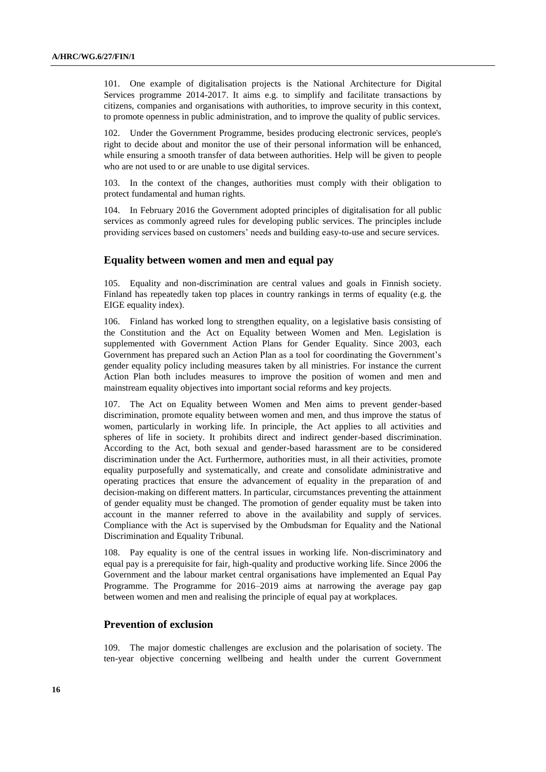101. One example of digitalisation projects is the National Architecture for Digital Services programme 2014-2017. It aims e.g. to simplify and facilitate transactions by citizens, companies and organisations with authorities, to improve security in this context, to promote openness in public administration, and to improve the quality of public services.

102. Under the Government Programme, besides producing electronic services, people's right to decide about and monitor the use of their personal information will be enhanced, while ensuring a smooth transfer of data between authorities. Help will be given to people who are not used to or are unable to use digital services.

103. In the context of the changes, authorities must comply with their obligation to protect fundamental and human rights.

104. In February 2016 the Government adopted principles of digitalisation for all public services as commonly agreed rules for developing public services. The principles include providing services based on customers' needs and building easy-to-use and secure services.

## Equality between women and men and equal pay

105. Equality and non-discrimination are central values and goals in Finnish society. Finland has repeatedly taken top places in country rankings in terms of equality (e.g. the EIGE equality index).

106. Finland has worked long to strengthen equality, on a legislative basis consisting of the Constitution and the Act on Equality between Women and Men. Legislation is supplemented with Government Action Plans for Gender Equality. Since 2003, each Government has prepared such an Action Plan as a tool for coordinating the Government's gender equality policy including measures taken by all ministries. For instance the current Action Plan both includes measures to improve the position of women and men and mainstream equality objectives into important social reforms and key projects.

107. The Act on Equality between Women and Men aims to prevent gender-based discrimination, promote equality between women and men, and thus improve the status of women, particularly in working life. In principle, the Act applies to all activities and spheres of life in society. It prohibits direct and indirect gender-based discrimination. According to the Act, both sexual and gender-based harassment are to be considered discrimination under the Act. Furthermore, authorities must, in all their activities, promote equality purposefully and systematically, and create and consolidate administrative and operating practices that ensure the advancement of equality in the preparation of and decision-making on different matters. In particular, circumstances preventing the attainment of gender equality must be changed. The promotion of gender equality must be taken into account in the manner referred to above in the availability and supply of services. Compliance with the Act is supervised by the Ombudsman for Equality and the National Discrimination and Equality Tribunal.

108. Pay equality is one of the central issues in working life. Non-discriminatory and equal pay is a prerequisite for fair, high-quality and productive working life. Since 2006 the Government and the labour market central organisations have implemented an Equal Pay Programme. The Programme for 2016–2019 aims at narrowing the average pay gap between women and men and realising the principle of equal pay at workplaces.

## Prevention of exclusion

109. The major domestic challenges are exclusion and the polarisation of society. The ten-year objective concerning wellbeing and health under the current Government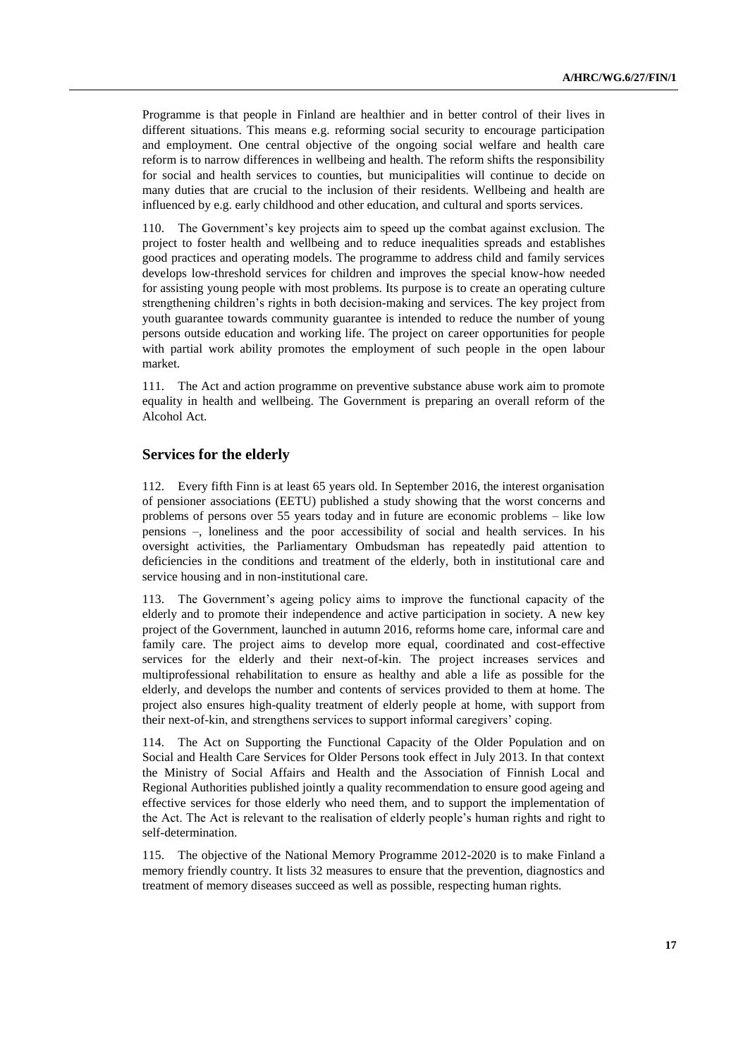Programme is that people in Finland are healthier and in better control of their lives in different situations. This means e.g. reforming social security to encourage participation and employment. One central objective of the ongoing social welfare and health care reform is to narrow differences in wellbeing and health. The reform shifts the responsibility for social and health services to counties, but municipalities will continue to decide on many duties that are crucial to the inclusion of their residents. Wellbeing and health are influenced by e.g. early childhood and other education, and cultural and sports services.

110. The Government's key projects aim to speed up the combat against exclusion. The project to foster health and wellbeing and to reduce inequalities spreads and establishes good practices and operating models. The programme to address child and family services develops low-threshold services for children and improves the special know-how needed for assisting young people with most problems. Its purpose is to create an operating culture strengthening children's rights in both decision-making and services. The key project from youth guarantee towards community guarantee is intended to reduce the number of young persons outside education and working life. The project on career opportunities for people with partial work ability promotes the employment of such people in the open labour market.

111. The Act and action programme on preventive substance abuse work aim to promote equality in health and wellbeing. The Government is preparing an overall reform of the Alcohol Act.

## Services for the elderly

112. Every fifth Finn is at least 65 years old. In September 2016, the interest organisation of pensioner associations (EETU) published a study showing that the worst concerns and problems of persons over 55 years today and in future are economic problems – like low pensions –, loneliness and the poor accessibility of social and health services. In his oversight activities, the Parliamentary Ombudsman has repeatedly paid attention to deficiencies in the conditions and treatment of the elderly, both in institutional care and service housing and in non-institutional care.

113. The Government's ageing policy aims to improve the functional capacity of the elderly and to promote their independence and active participation in society. A new key project of the Government, launched in autumn 2016, reforms home care, informal care and family care. The project aims to develop more equal, coordinated and cost-effective services for the elderly and their next-of-kin. The project increases services and multiprofessional rehabilitation to ensure as healthy and able a life as possible for the elderly, and develops the number and contents of services provided to them at home. The project also ensures high-quality treatment of elderly people at home, with support from their next-of-kin, and strengthens services to support informal caregivers' coping.

114. The Act on Supporting the Functional Capacity of the Older Population and on Social and Health Care Services for Older Persons took effect in July 2013. In that context the Ministry of Social Affairs and Health and the Association of Finnish Local and Regional Authorities published jointly a quality recommendation to ensure good ageing and effective services for those elderly who need them, and to support the implementation of the Act. The Act is relevant to the realisation of elderly people's human rights and right to self-determination.

115. The objective of the National Memory Programme 2012-2020 is to make Finland a memory friendly country. It lists 32 measures to ensure that the prevention, diagnostics and treatment of memory diseases succeed as well as possible, respecting human rights.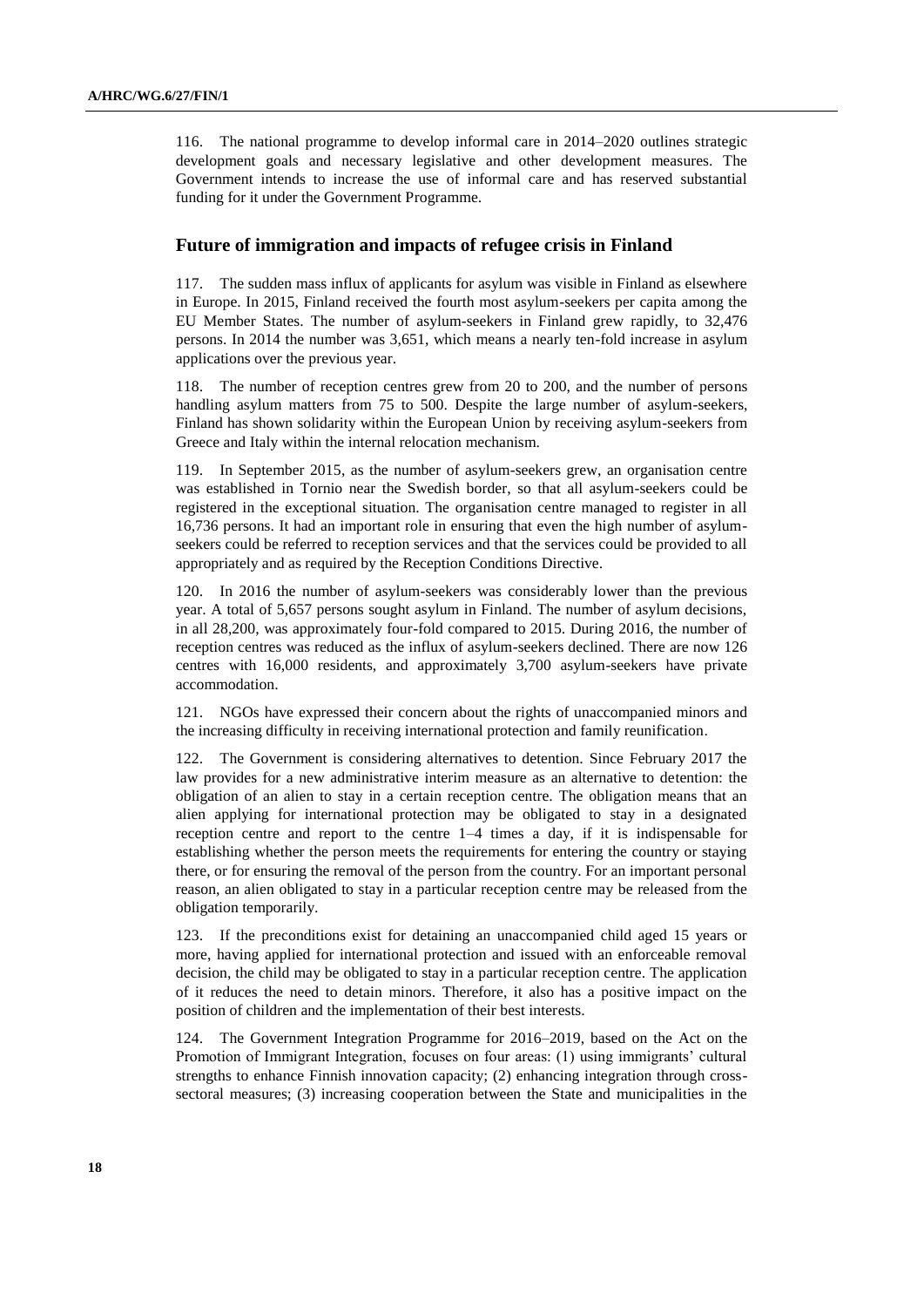116. The national programme to develop informal care in 2014–2020 outlines strategic development goals and necessary legislative and other development measures. The Government intends to increase the use of informal care and has reserved substantial funding for it under the Government Programme.

## Future of immigration and impacts of refugee crisis in Finland

117. The sudden mass influx of applicants for asylum was visible in Finland as elsewhere in Europe. In 2015, Finland received the fourth most asylum-seekers per capita among the EU Member States. The number of asylum-seekers in Finland grew rapidly, to 32,476 persons. In 2014 the number was 3,651, which means a nearly ten-fold increase in asylum applications over the previous year.

118. The number of reception centres grew from 20 to 200, and the number of persons handling asylum matters from 75 to 500. Despite the large number of asylum-seekers, Finland has shown solidarity within the European Union by receiving asylum-seekers from Greece and Italy within the internal relocation mechanism.

119. In September 2015, as the number of asylum-seekers grew, an organisation centre was established in Tornio near the Swedish border, so that all asylum-seekers could be registered in the exceptional situation. The organisation centre managed to register in all 16,736 persons. It had an important role in ensuring that even the high number of asylum-seekers could be referred to reception services and that the services could be provided to all appropriately and as required by the Reception Conditions Directive.

120. In 2016 the number of asylum-seekers was considerably lower than the previous year. A total of 5,657 persons sought asylum in Finland. The number of asylum decisions, in all 28,200, was approximately four-fold compared to 2015. During 2016, the number of reception centres was reduced as the influx of asylum-seekers declined. There are now 126 centres with 16,000 residents, and approximately 3,700 asylum-seekers have private accommodation.

121. NGOs have expressed their concern about the rights of unaccompanied minors and the increasing difficulty in receiving international protection and family reunification.

122. The Government is considering alternatives to detention. Since February 2017 the law provides for a new administrative interim measure as an alternative to detention: the obligation of an alien to stay in a certain reception centre. The obligation means that an alien applying for international protection may be obligated to stay in a designated reception centre and report to the centre 1–4 times a day, if it is indispensable for establishing whether the person meets the requirements for entering the country or staying there, or for ensuring the removal of the person from the country. For an important personal reason, an alien obligated to stay in a particular reception centre may be released from the obligation temporarily.

123. If the preconditions exist for detaining an unaccompanied child aged 15 years or more, having applied for international protection and issued with an enforceable removal decision, the child may be obligated to stay in a particular reception centre. The application of it reduces the need to detain minors. Therefore, it also has a positive impact on the position of children and the implementation of their best interests.

124. The Government Integration Programme for 2016–2019, based on the Act on the Promotion of Immigrant Integration, focuses on four areas: (1) using immigrants' cultural strengths to enhance Finnish innovation capacity; (2) enhancing integration through cross-sectoral measures; (3) increasing cooperation between the State and municipalities in the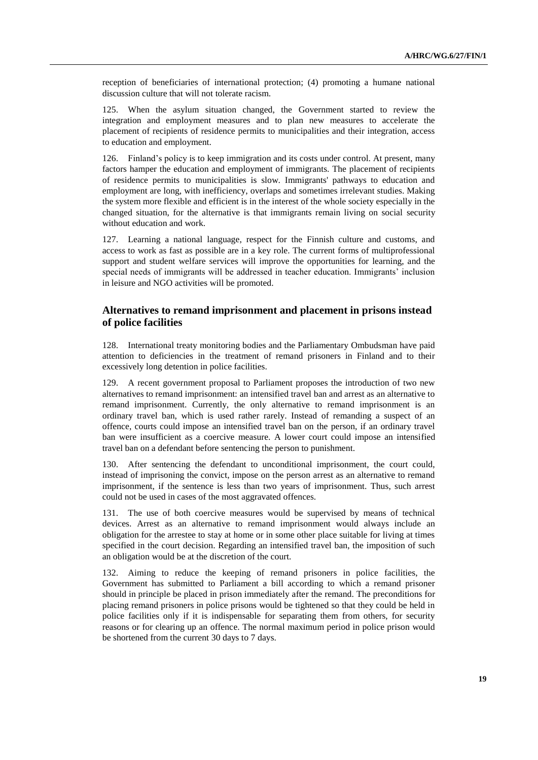reception of beneficiaries of international protection; (4) promoting a humane national discussion culture that will not tolerate racism.

125. When the asylum situation changed, the Government started to review the integration and employment measures and to plan new measures to accelerate the placement of recipients of residence permits to municipalities and their integration, access to education and employment.

126. Finland's policy is to keep immigration and its costs under control. At present, many factors hamper the education and employment of immigrants. The placement of recipients of residence permits to municipalities is slow. Immigrants' pathways to education and employment are long, with inefficiency, overlaps and sometimes irrelevant studies. Making the system more flexible and efficient is in the interest of the whole society especially in the changed situation, for the alternative is that immigrants remain living on social security without education and work.

127. Learning a national language, respect for the Finnish culture and customs, and access to work as fast as possible are in a key role. The current forms of multiprofessional support and student welfare services will improve the opportunities for learning, and the special needs of immigrants will be addressed in teacher education. Immigrants' inclusion in leisure and NGO activities will be promoted.

## Alternatives to remand imprisonment and placement in prisons instead of police facilities

128. International treaty monitoring bodies and the Parliamentary Ombudsman have paid attention to deficiencies in the treatment of remand prisoners in Finland and to their excessively long detention in police facilities.

129. A recent government proposal to Parliament proposes the introduction of two new alternatives to remand imprisonment: an intensified travel ban and arrest as an alternative to remand imprisonment. Currently, the only alternative to remand imprisonment is an ordinary travel ban, which is used rather rarely. Instead of remanding a suspect of an offence, courts could impose an intensified travel ban on the person, if an ordinary travel ban were insufficient as a coercive measure. A lower court could impose an intensified travel ban on a defendant before sentencing the person to punishment.

130. After sentencing the defendant to unconditional imprisonment, the court could, instead of imprisoning the convict, impose on the person arrest as an alternative to remand imprisonment, if the sentence is less than two years of imprisonment. Thus, such arrest could not be used in cases of the most aggravated offences.

131. The use of both coercive measures would be supervised by means of technical devices. Arrest as an alternative to remand imprisonment would always include an obligation for the arrestee to stay at home or in some other place suitable for living at times specified in the court decision. Regarding an intensified travel ban, the imposition of such an obligation would be at the discretion of the court.

132. Aiming to reduce the keeping of remand prisoners in police facilities, the Government has submitted to Parliament a bill according to which a remand prisoner should in principle be placed in prison immediately after the remand. The preconditions for placing remand prisoners in police prisons would be tightened so that they could be held in police facilities only if it is indispensable for separating them from others, for security reasons or for clearing up an offence. The normal maximum period in police prison would be shortened from the current 30 days to 7 days.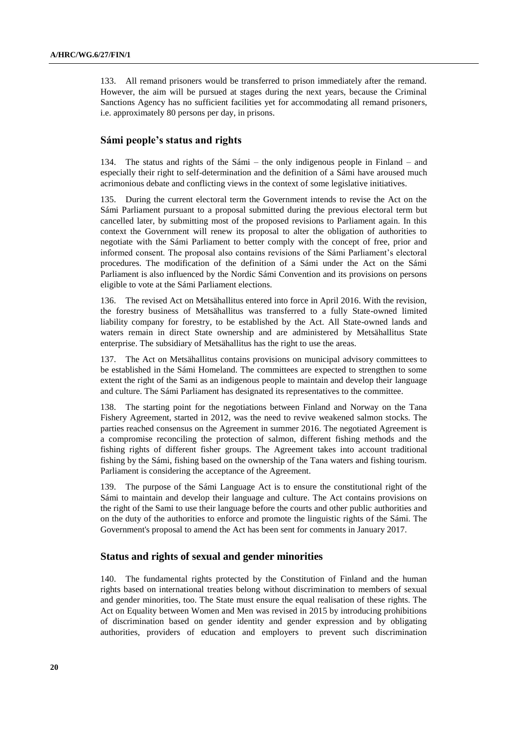133. All remand prisoners would be transferred to prison immediately after the remand. However, the aim will be pursued at stages during the next years, because the Criminal Sanctions Agency has no sufficient facilities yet for accommodating all remand prisoners, i.e. approximately 80 persons per day, in prisons.

## Sámi people's status and rights

134. The status and rights of the Sámi – the only indigenous people in Finland – and especially their right to self-determination and the definition of a Sámi have aroused much acrimonious debate and conflicting views in the context of some legislative initiatives.

135. During the current electoral term the Government intends to revise the Act on the Sámi Parliament pursuant to a proposal submitted during the previous electoral term but cancelled later, by submitting most of the proposed revisions to Parliament again. In this context the Government will renew its proposal to alter the obligation of authorities to negotiate with the Sámi Parliament to better comply with the concept of free, prior and informed consent. The proposal also contains revisions of the Sámi Parliament's electoral procedures. The modification of the definition of a Sámi under the Act on the Sámi Parliament is also influenced by the Nordic Sámi Convention and its provisions on persons eligible to vote at the Sámi Parliament elections.

136. The revised Act on Metsähallitus entered into force in April 2016. With the revision, the forestry business of Metsähallitus was transferred to a fully State-owned limited liability company for forestry, to be established by the Act. All State-owned lands and waters remain in direct State ownership and are administered by Metsähallitus State enterprise. The subsidiary of Metsähallitus has the right to use the areas.

137. The Act on Metsähallitus contains provisions on municipal advisory committees to be established in the Sámi Homeland. The committees are expected to strengthen to some extent the right of the Sami as an indigenous people to maintain and develop their language and culture. The Sámi Parliament has designated its representatives to the committee.

138. The starting point for the negotiations between Finland and Norway on the Tana Fishery Agreement, started in 2012, was the need to revive weakened salmon stocks. The parties reached consensus on the Agreement in summer 2016. The negotiated Agreement is a compromise reconciling the protection of salmon, different fishing methods and the fishing rights of different fisher groups. The Agreement takes into account traditional fishing by the Sámi, fishing based on the ownership of the Tana waters and fishing tourism. Parliament is considering the acceptance of the Agreement.

139. The purpose of the Sámi Language Act is to ensure the constitutional right of the Sámi to maintain and develop their language and culture. The Act contains provisions on the right of the Sami to use their language before the courts and other public authorities and on the duty of the authorities to enforce and promote the linguistic rights of the Sámi. The Government's proposal to amend the Act has been sent for comments in January 2017.

## Status and rights of sexual and gender minorities

140. The fundamental rights protected by the Constitution of Finland and the human rights based on international treaties belong without discrimination to members of sexual and gender minorities, too. The State must ensure the equal realisation of these rights. The Act on Equality between Women and Men was revised in 2015 by introducing prohibitions of discrimination based on gender identity and gender expression and by obligating authorities, providers of education and employers to prevent such discrimination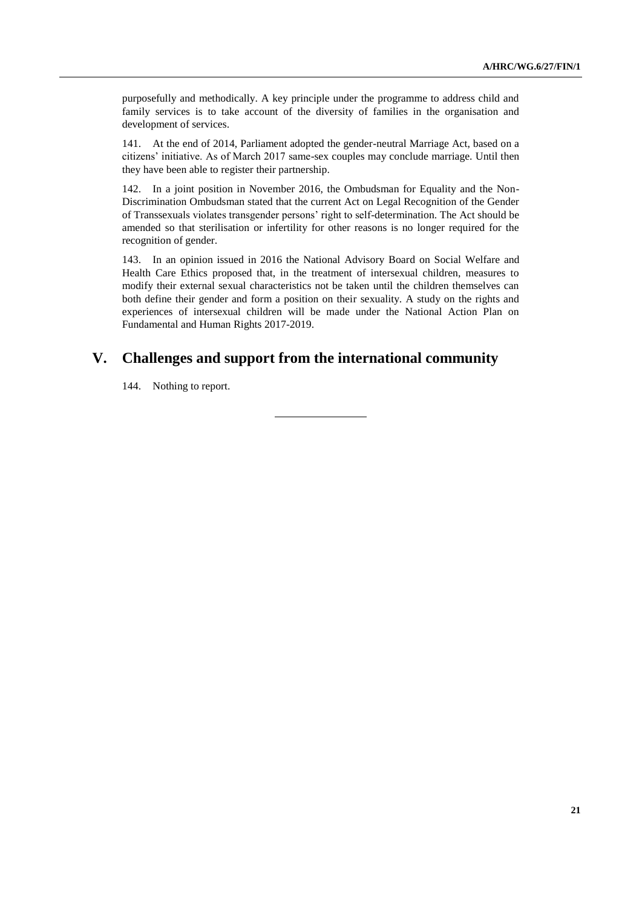purposefully and methodically. A key principle under the programme to address child and family services is to take account of the diversity of families in the organisation and development of services.

141. At the end of 2014, Parliament adopted the gender-neutral Marriage Act, based on a citizens' initiative. As of March 2017 same-sex couples may conclude marriage. Until then they have been able to register their partnership.

142. In a joint position in November 2016, the Ombudsman for Equality and the Non-Discrimination Ombudsman stated that the current Act on Legal Recognition of the Gender of Transsexuals violates transgender persons' right to self-determination. The Act should be amended so that sterilisation or infertility for other reasons is no longer required for the recognition of gender.

143. In an opinion issued in 2016 the National Advisory Board on Social Welfare and Health Care Ethics proposed that, in the treatment of intersexual children, measures to modify their external sexual characteristics not be taken until the children themselves can both define their gender and form a position on their sexuality. A study on the rights and experiences of intersexual children will be made under the National Action Plan on Fundamental and Human Rights 2017-2019.

# V. Challenges and support from the international community

144. Nothing to report.